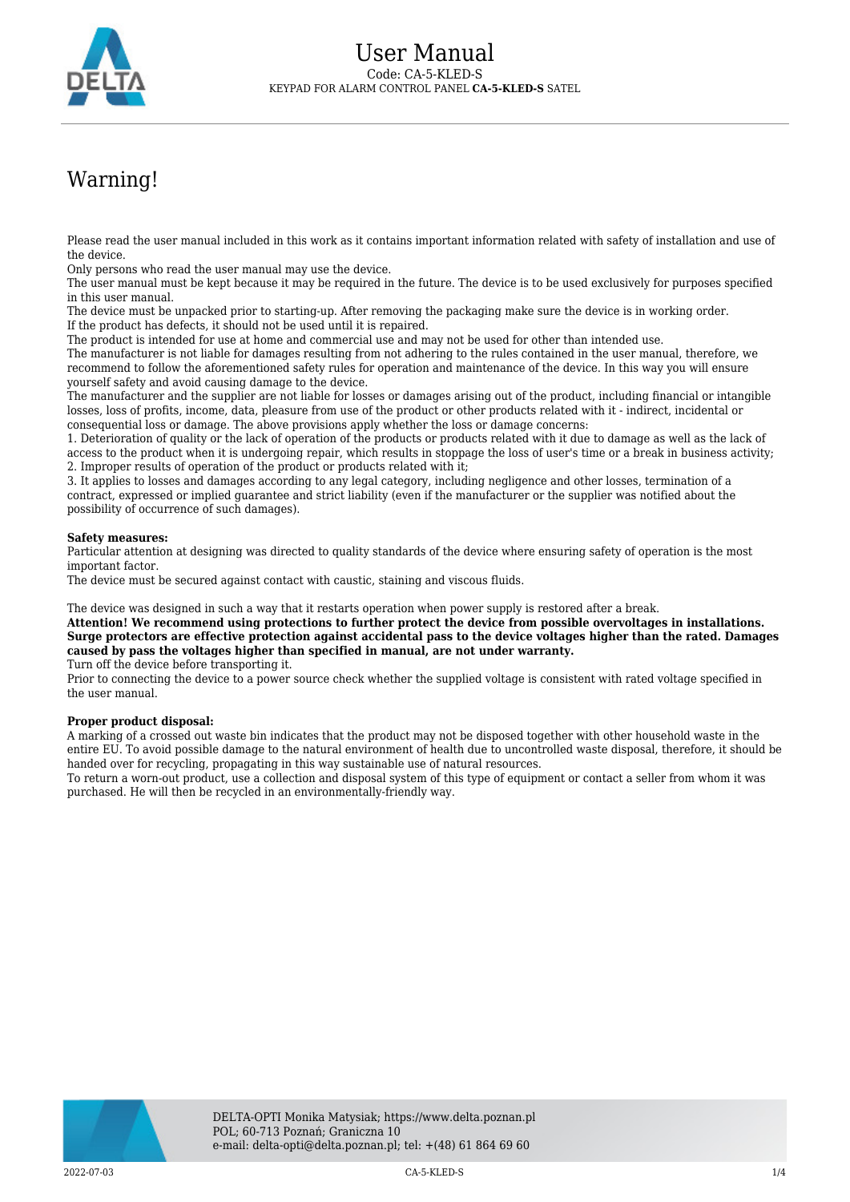# User Manual

Code: CA-5-KLED-S

KEYPAD FOR ALARM CONTROL PANEL **CA-5-KLED-S** SATEL

## Warning!

Please read the user manual included in this work as it contains important information related with safety of installation and use of the device.
Only persons who read the user manual may use the device.
The user manual must be kept because it may be required in the future. The device is to be used exclusively for purposes specified in this user manual.
The device must be unpacked prior to starting-up. After removing the packaging make sure the device is in working order.
If the product has defects, it should not be used until it is repaired.
The product is intended for use at home and commercial use and may not be used for other than intended use.
The manufacturer is not liable for damages resulting from not adhering to the rules contained in the user manual, therefore, we recommend to follow the aforementioned safety rules for operation and maintenance of the device. In this way you will ensure yourself safety and avoid causing damage to the device.
The manufacturer and the supplier are not liable for losses or damages arising out of the product, including financial or intangible losses, loss of profits, income, data, pleasure from use of the product or other products related with it - indirect, incidental or consequential loss or damage. The above provisions apply whether the loss or damage concerns:
1. Deterioration of quality or the lack of operation of the products or products related with it due to damage as well as the lack of access to the product when it is undergoing repair, which results in stoppage the loss of user's time or a break in business activity;
2. Improper results of operation of the product or products related with it;
3. It applies to losses and damages according to any legal category, including negligence and other losses, termination of a contract, expressed or implied guarantee and strict liability (even if the manufacturer or the supplier was notified about the possibility of occurrence of such damages).

**Safety measures:**
Particular attention at designing was directed to quality standards of the device where ensuring safety of operation is the most important factor.
The device must be secured against contact with caustic, staining and viscous fluids.

The device was designed in such a way that it restarts operation when power supply is restored after a break.
**Attention! We recommend using protections to further protect the device from possible overvoltages in installations. Surge protectors are effective protection against accidental pass to the device voltages higher than the rated. Damages caused by pass the voltages higher than specified in manual, are not under warranty.**
Turn off the device before transporting it.
Prior to connecting the device to a power source check whether the supplied voltage is consistent with rated voltage specified in the user manual.

**Proper product disposal:**
A marking of a crossed out waste bin indicates that the product may not be disposed together with other household waste in the entire EU. To avoid possible damage to the natural environment of health due to uncontrolled waste disposal, therefore, it should be handed over for recycling, propagating in this way sustainable use of natural resources.
To return a worn-out product, use a collection and disposal system of this type of equipment or contact a seller from whom it was purchased. He will then be recycled in an environmentally-friendly way.

DELTA-OPTI Monika Matysiak; https://www.delta.poznan.pl
POL; 60-713 Poznań; Graniczna 10
e-mail: delta-opti@delta.poznan.pl; tel: +(48) 61 864 69 60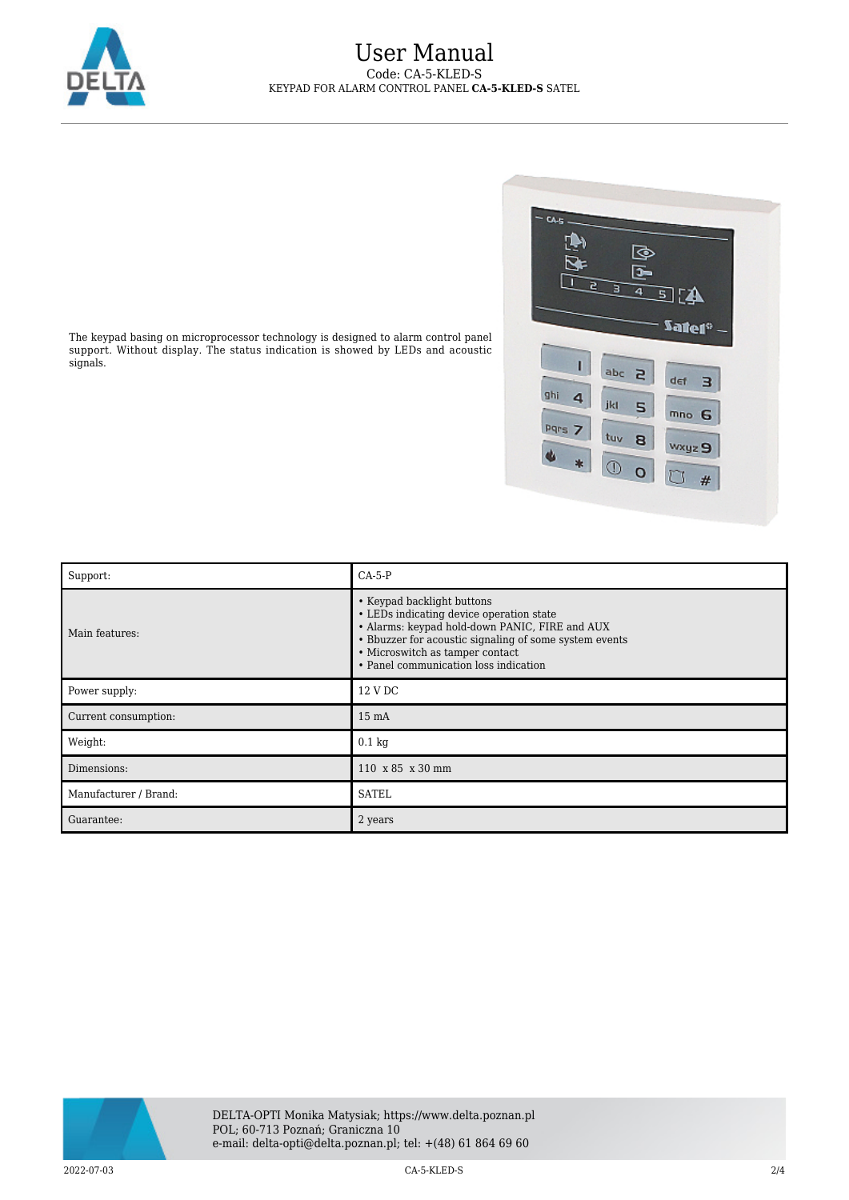# User Manual

Code: CA-5-KLED-S

KEYPAD FOR ALARM CONTROL PANEL **CA-5-KLED-S** SATEL

The keypad basing on microprocessor technology is designed to alarm control panel support. Without display. The status indication is showed by LEDs and acoustic signals.

| Support: | CA-5-P |
|---|---|
| Main features: | • Keypad backlight buttons<br>• LEDs indicating device operation state<br>• Alarms: keypad hold-down PANIC, FIRE and AUX<br>• Bbuzzer for acoustic signaling of some system events<br>• Microswitch as tamper contact<br>• Panel communication loss indication |
| Power supply: | 12 V DC |
| Current consumption: | 15 mA |
| Weight: | 0.1 kg |
| Dimensions: | 110 x 85 x 30 mm |
| Manufacturer / Brand: | SATEL |
| Guarantee: | 2 years |

DELTA-OPTI Monika Matysiak; https://www.delta.poznan.pl
POL; 60-713 Poznań; Graniczna 10
e-mail: delta-opti@delta.poznan.pl; tel: +(48) 61 864 69 60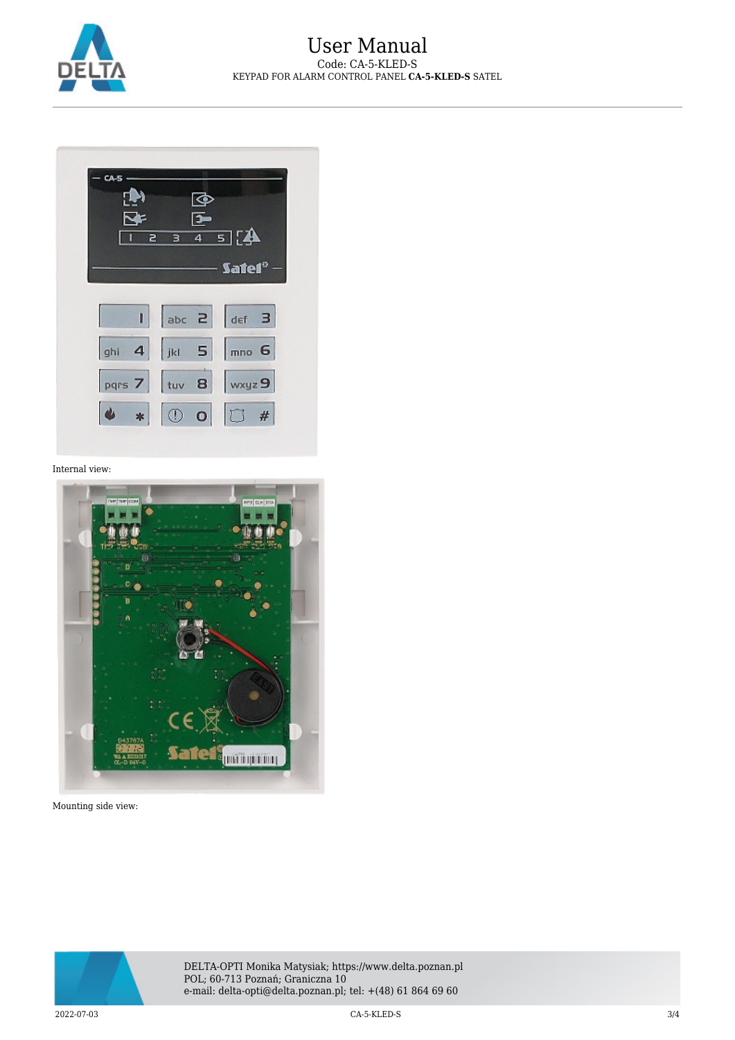Internal view:

Mounting side view: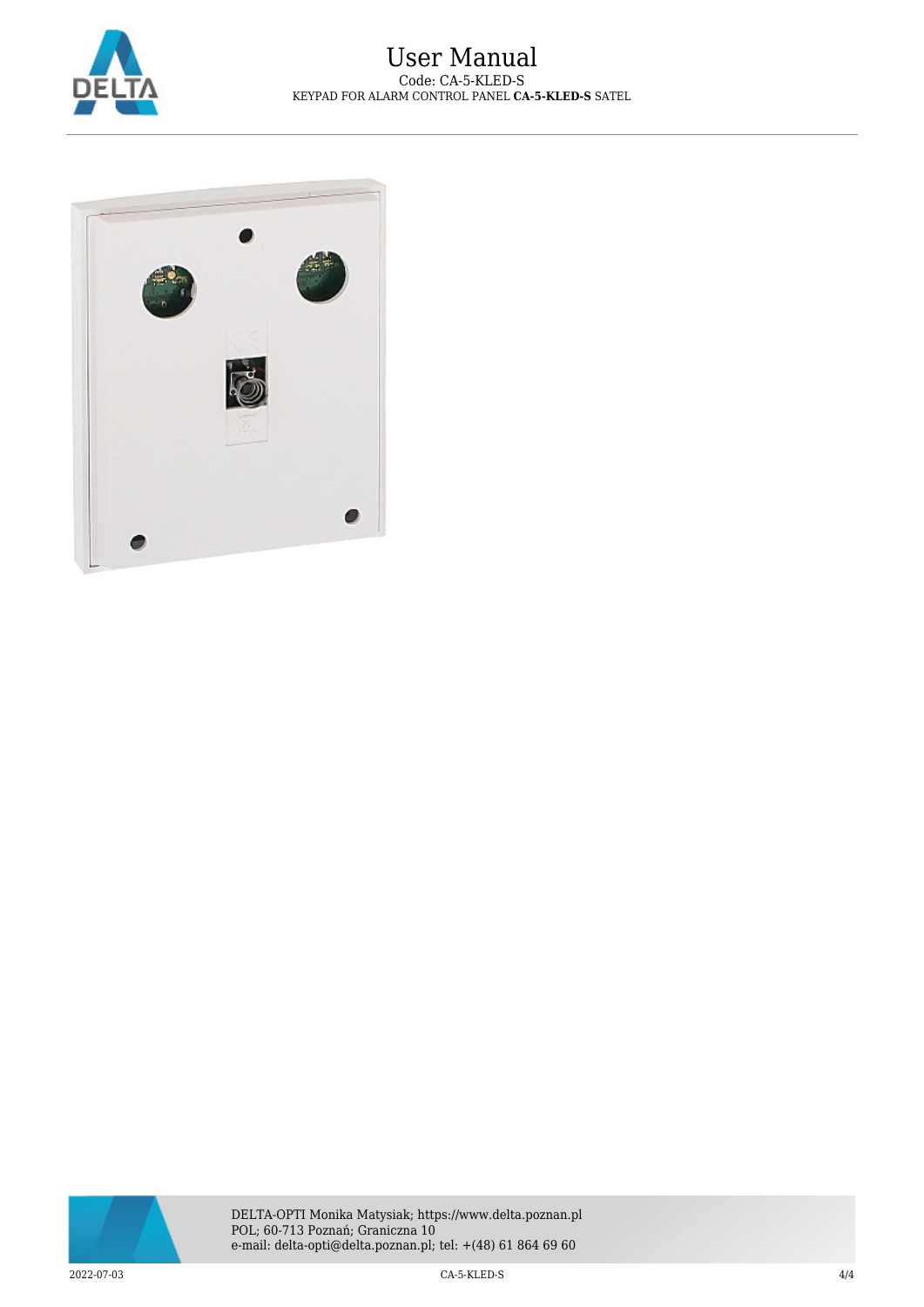DELTA-OPTI Monika Matysiak; https://www.delta.poznan.pl
POL; 60-713 Poznań; Graniczna 10
e-mail: delta-opti@delta.poznan.pl; tel: +(48) 61 864 69 60